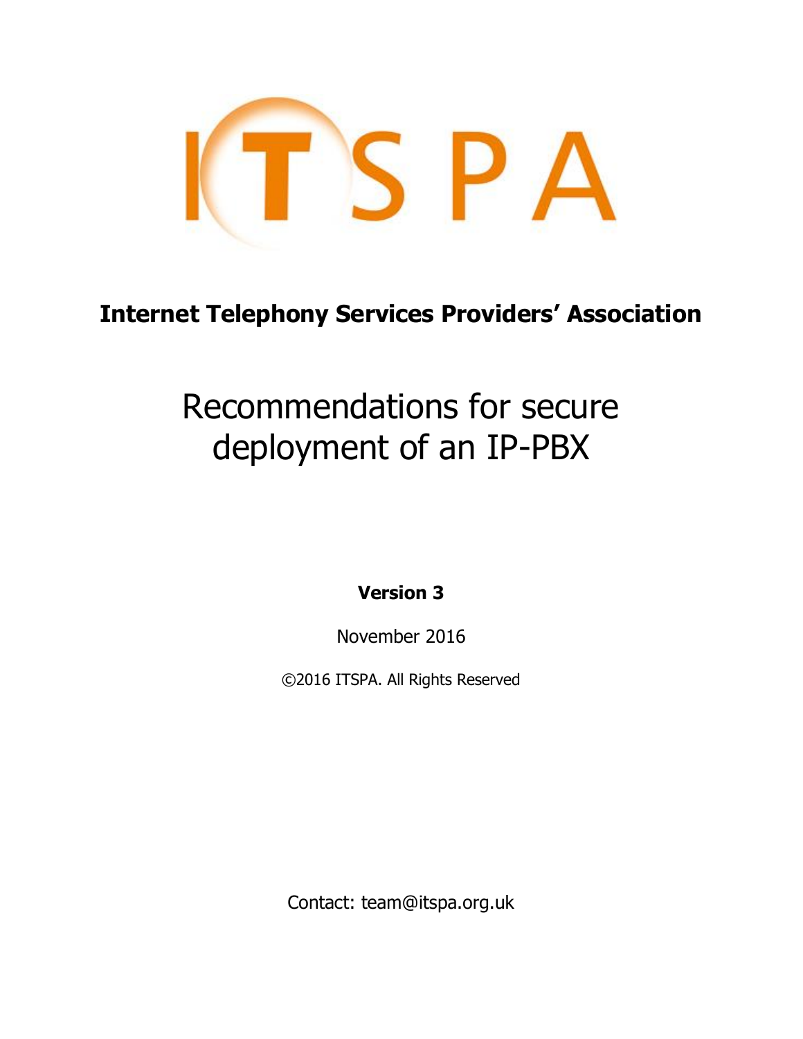ITSPA

**Internet Telephony Services Providers' Association**

# Recommendations for secure deployment of an IP-PBX

**Version 3**

November 2016

©2016 ITSPA. All Rights Reserved

Contact: team@itspa.org.uk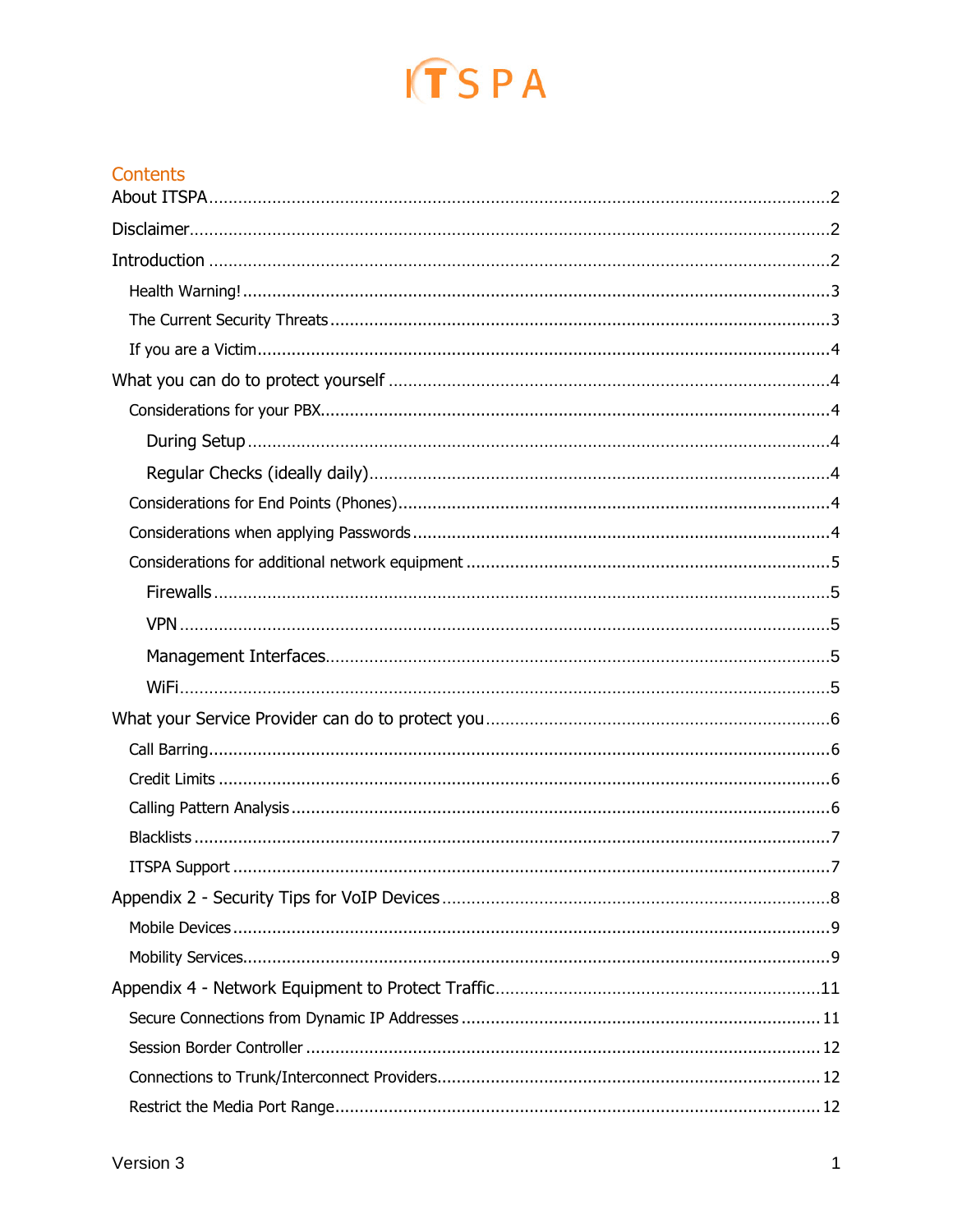## Contents

About ITSPA .....2

Disclaimer .....2

Introduction .....2

- Health Warning! .....3
- The Current Security Threats .....3
- If you are a Victim .....4

What you can do to protect yourself .....4

- Considerations for your PBX .....4
  - During Setup .....4
  - Regular Checks (ideally daily) .....4
- Considerations for End Points (Phones) .....4
- Considerations when applying Passwords .....4
- Considerations for additional network equipment .....5
  - Firewalls .....5
  - VPN .....5
  - Management Interfaces .....5
  - WiFi .....5

What your Service Provider can do to protect you .....6

- Call Barring .....6
- Credit Limits .....6
- Calling Pattern Analysis .....6
- Blacklists .....7
- ITSPA Support .....7

Appendix 2 - Security Tips for VoIP Devices .....8

- Mobile Devices .....9
- Mobility Services .....9

Appendix 4 - Network Equipment to Protect Traffic .....11

- Secure Connections from Dynamic IP Addresses .....11
- Session Border Controller .....12
- Connections to Trunk/Interconnect Providers .....12
- Restrict the Media Port Range .....12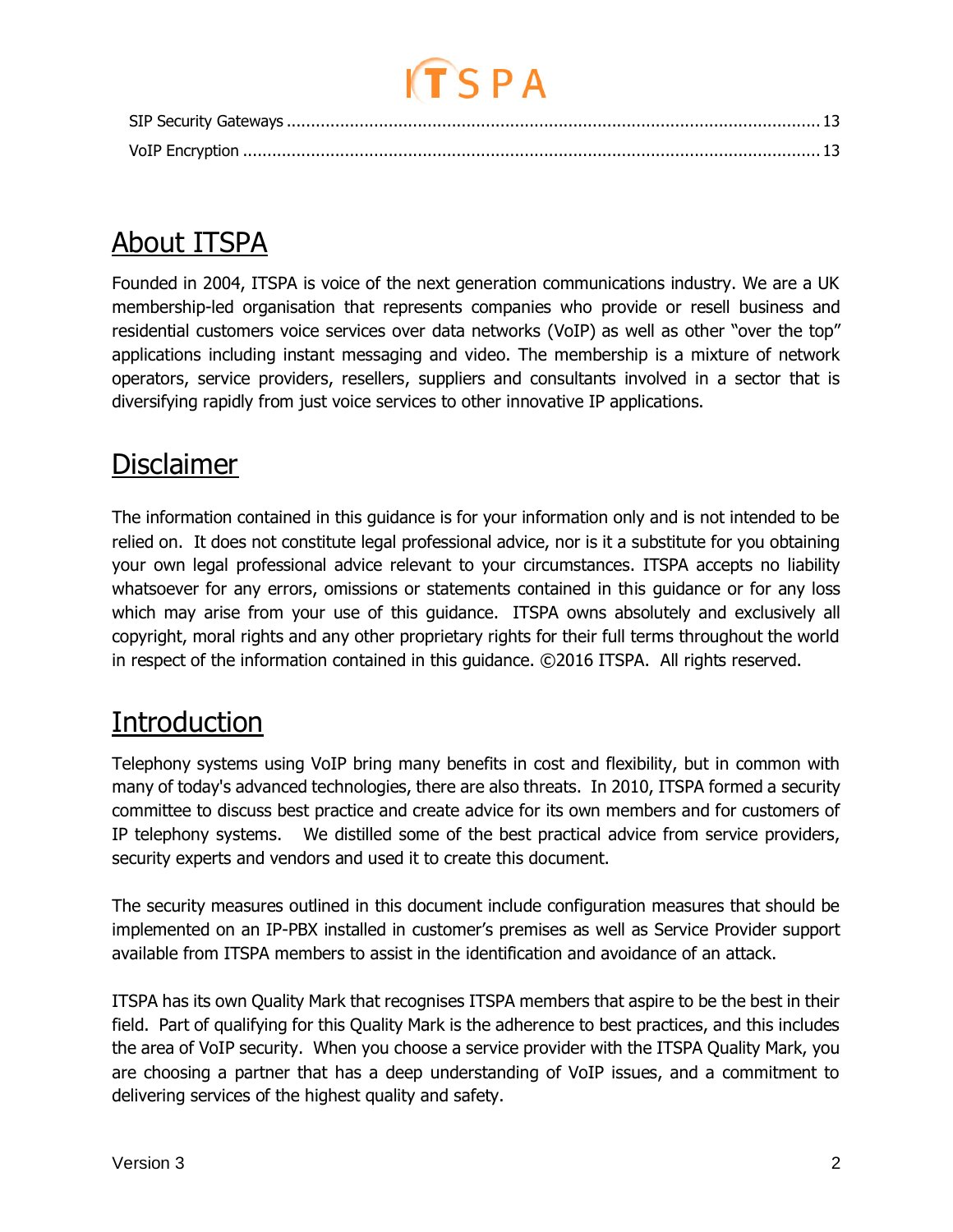SIP Security Gateways ............................................................................................................ 13

VoIP Encryption ....................................................................................................................... 13

## About ITSPA

Founded in 2004, ITSPA is voice of the next generation communications industry. We are a UK membership-led organisation that represents companies who provide or resell business and residential customers voice services over data networks (VoIP) as well as other "over the top" applications including instant messaging and video. The membership is a mixture of network operators, service providers, resellers, suppliers and consultants involved in a sector that is diversifying rapidly from just voice services to other innovative IP applications.

## Disclaimer

The information contained in this guidance is for your information only and is not intended to be relied on. It does not constitute legal professional advice, nor is it a substitute for you obtaining your own legal professional advice relevant to your circumstances. ITSPA accepts no liability whatsoever for any errors, omissions or statements contained in this guidance or for any loss which may arise from your use of this guidance. ITSPA owns absolutely and exclusively all copyright, moral rights and any other proprietary rights for their full terms throughout the world in respect of the information contained in this guidance. ©2016 ITSPA. All rights reserved.

## Introduction

Telephony systems using VoIP bring many benefits in cost and flexibility, but in common with many of today's advanced technologies, there are also threats. In 2010, ITSPA formed a security committee to discuss best practice and create advice for its own members and for customers of IP telephony systems. We distilled some of the best practical advice from service providers, security experts and vendors and used it to create this document.

The security measures outlined in this document include configuration measures that should be implemented on an IP-PBX installed in customer's premises as well as Service Provider support available from ITSPA members to assist in the identification and avoidance of an attack.

ITSPA has its own Quality Mark that recognises ITSPA members that aspire to be the best in their field. Part of qualifying for this Quality Mark is the adherence to best practices, and this includes the area of VoIP security. When you choose a service provider with the ITSPA Quality Mark, you are choosing a partner that has a deep understanding of VoIP issues, and a commitment to delivering services of the highest quality and safety.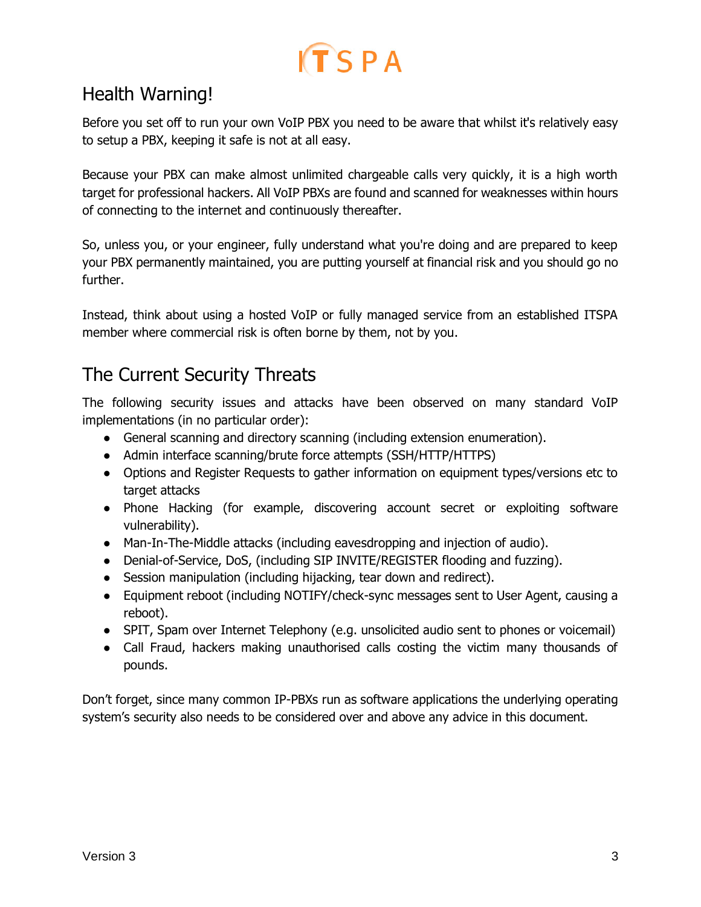## Health Warning!

Before you set off to run your own VoIP PBX you need to be aware that whilst it's relatively easy to setup a PBX, keeping it safe is not at all easy.

Because your PBX can make almost unlimited chargeable calls very quickly, it is a high worth target for professional hackers. All VoIP PBXs are found and scanned for weaknesses within hours of connecting to the internet and continuously thereafter.

So, unless you, or your engineer, fully understand what you're doing and are prepared to keep your PBX permanently maintained, you are putting yourself at financial risk and you should go no further.

Instead, think about using a hosted VoIP or fully managed service from an established ITSPA member where commercial risk is often borne by them, not by you.

## The Current Security Threats

The following security issues and attacks have been observed on many standard VoIP implementations (in no particular order):

- General scanning and directory scanning (including extension enumeration).
- Admin interface scanning/brute force attempts (SSH/HTTP/HTTPS)
- Options and Register Requests to gather information on equipment types/versions etc to target attacks
- Phone Hacking (for example, discovering account secret or exploiting software vulnerability).
- Man-In-The-Middle attacks (including eavesdropping and injection of audio).
- Denial-of-Service, DoS, (including SIP INVITE/REGISTER flooding and fuzzing).
- Session manipulation (including hijacking, tear down and redirect).
- Equipment reboot (including NOTIFY/check-sync messages sent to User Agent, causing a reboot).
- SPIT, Spam over Internet Telephony (e.g. unsolicited audio sent to phones or voicemail)
- Call Fraud, hackers making unauthorised calls costing the victim many thousands of pounds.

Don't forget, since many common IP-PBXs run as software applications the underlying operating system's security also needs to be considered over and above any advice in this document.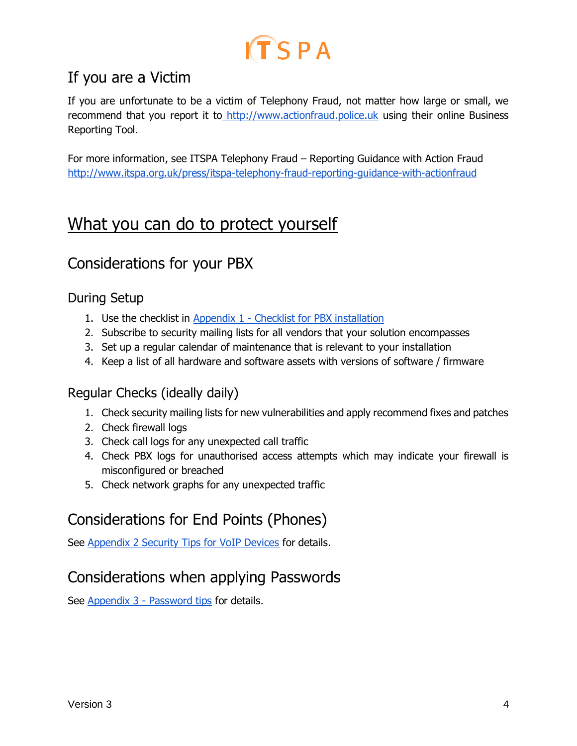## If you are a Victim

If you are unfortunate to be a victim of Telephony Fraud, not matter how large or small, we recommend that you report it to [http://www.actionfraud.police.uk](http://www.actionfraud.police.uk) using their online Business Reporting Tool.

For more information, see ITSPA Telephony Fraud – Reporting Guidance with Action Fraud [http://www.itspa.org.uk/press/itspa-telephony-fraud-reporting-guidance-with-actionfraud](http://www.itspa.org.uk/press/itspa-telephony-fraud-reporting-guidance-with-actionfraud)

# What you can do to protect yourself

## Considerations for your PBX

### During Setup

1. Use the checklist in Appendix 1 - Checklist for PBX installation
2. Subscribe to security mailing lists for all vendors that your solution encompasses
3. Set up a regular calendar of maintenance that is relevant to your installation
4. Keep a list of all hardware and software assets with versions of software / firmware

### Regular Checks (ideally daily)

1. Check security mailing lists for new vulnerabilities and apply recommend fixes and patches
2. Check firewall logs
3. Check call logs for any unexpected call traffic
4. Check PBX logs for unauthorised access attempts which may indicate your firewall is misconfigured or breached
5. Check network graphs for any unexpected traffic

## Considerations for End Points (Phones)

See Appendix 2 Security Tips for VoIP Devices for details.

## Considerations when applying Passwords

See Appendix 3 - Password tips for details.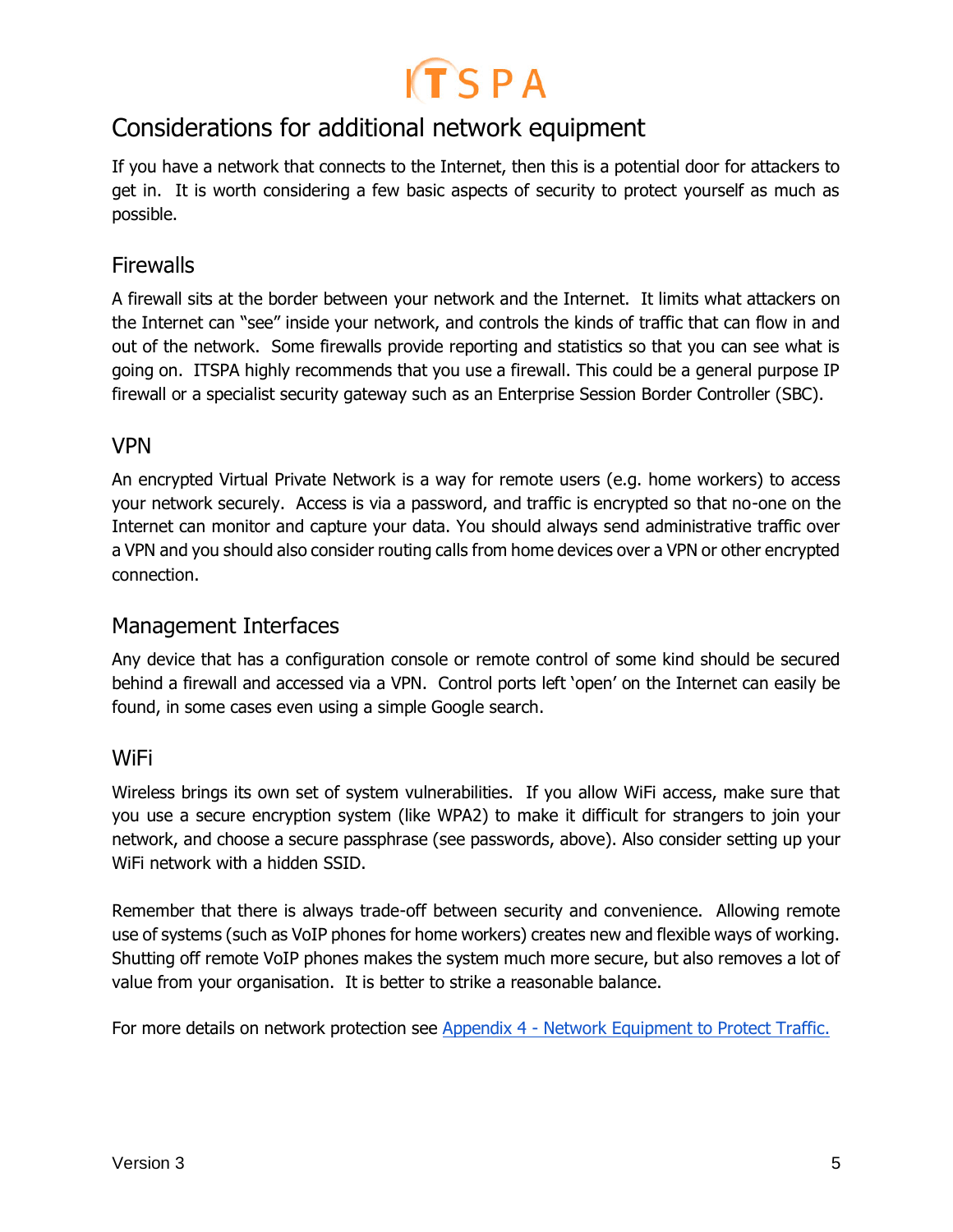## Considerations for additional network equipment

If you have a network that connects to the Internet, then this is a potential door for attackers to get in. It is worth considering a few basic aspects of security to protect yourself as much as possible.

### Firewalls

A firewall sits at the border between your network and the Internet. It limits what attackers on the Internet can "see" inside your network, and controls the kinds of traffic that can flow in and out of the network. Some firewalls provide reporting and statistics so that you can see what is going on. ITSPA highly recommends that you use a firewall. This could be a general purpose IP firewall or a specialist security gateway such as an Enterprise Session Border Controller (SBC).

### VPN

An encrypted Virtual Private Network is a way for remote users (e.g. home workers) to access your network securely. Access is via a password, and traffic is encrypted so that no-one on the Internet can monitor and capture your data. You should always send administrative traffic over a VPN and you should also consider routing calls from home devices over a VPN or other encrypted connection.

### Management Interfaces

Any device that has a configuration console or remote control of some kind should be secured behind a firewall and accessed via a VPN. Control ports left 'open' on the Internet can easily be found, in some cases even using a simple Google search.

### WiFi

Wireless brings its own set of system vulnerabilities. If you allow WiFi access, make sure that you use a secure encryption system (like WPA2) to make it difficult for strangers to join your network, and choose a secure passphrase (see passwords, above). Also consider setting up your WiFi network with a hidden SSID.

Remember that there is always trade-off between security and convenience. Allowing remote use of systems (such as VoIP phones for home workers) creates new and flexible ways of working. Shutting off remote VoIP phones makes the system much more secure, but also removes a lot of value from your organisation. It is better to strike a reasonable balance.

For more details on network protection see Appendix 4 - Network Equipment to Protect Traffic.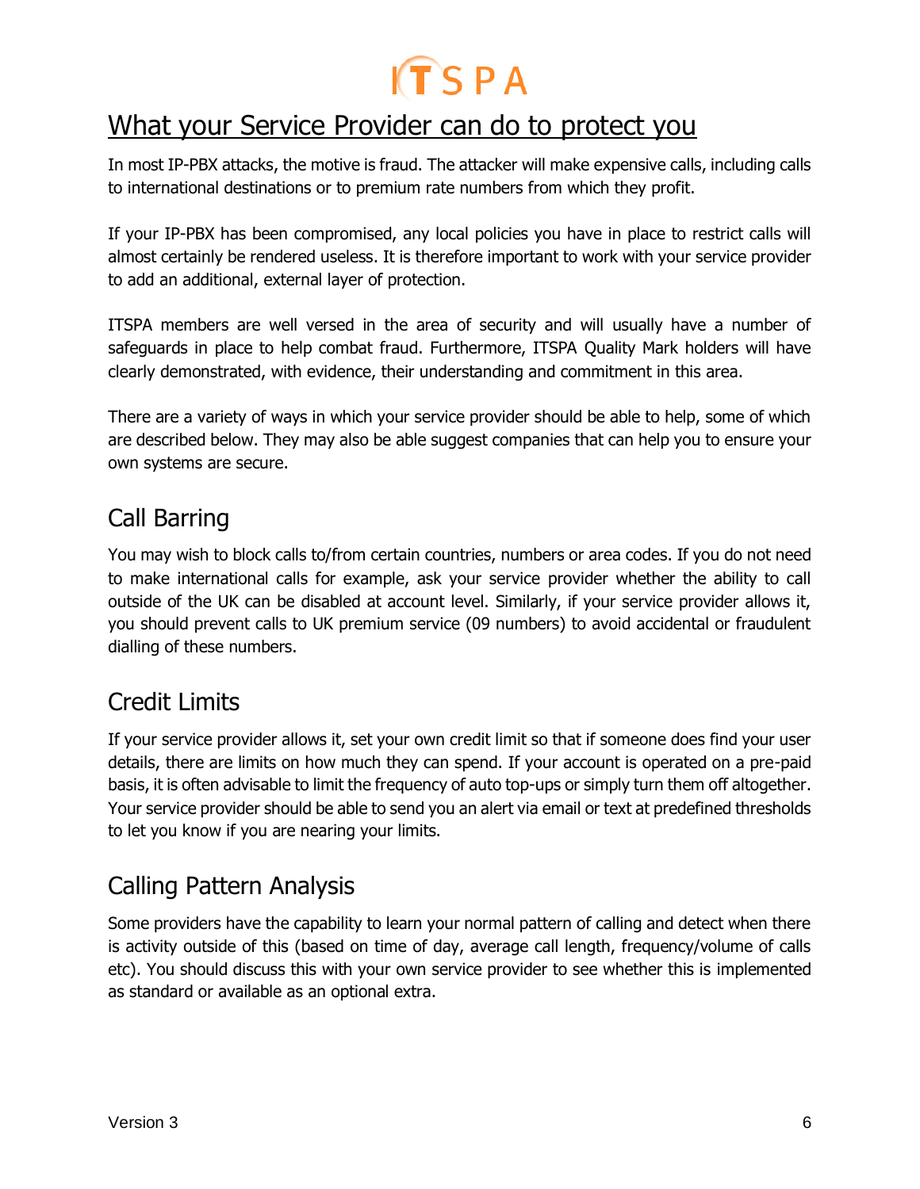# What your Service Provider can do to protect you

In most IP-PBX attacks, the motive is fraud. The attacker will make expensive calls, including calls to international destinations or to premium rate numbers from which they profit.

If your IP-PBX has been compromised, any local policies you have in place to restrict calls will almost certainly be rendered useless. It is therefore important to work with your service provider to add an additional, external layer of protection.

ITSPA members are well versed in the area of security and will usually have a number of safeguards in place to help combat fraud. Furthermore, ITSPA Quality Mark holders will have clearly demonstrated, with evidence, their understanding and commitment in this area.

There are a variety of ways in which your service provider should be able to help, some of which are described below. They may also be able suggest companies that can help you to ensure your own systems are secure.

## Call Barring

You may wish to block calls to/from certain countries, numbers or area codes. If you do not need to make international calls for example, ask your service provider whether the ability to call outside of the UK can be disabled at account level. Similarly, if your service provider allows it, you should prevent calls to UK premium service (09 numbers) to avoid accidental or fraudulent dialling of these numbers.

## Credit Limits

If your service provider allows it, set your own credit limit so that if someone does find your user details, there are limits on how much they can spend. If your account is operated on a pre-paid basis, it is often advisable to limit the frequency of auto top-ups or simply turn them off altogether. Your service provider should be able to send you an alert via email or text at predefined thresholds to let you know if you are nearing your limits.

## Calling Pattern Analysis

Some providers have the capability to learn your normal pattern of calling and detect when there is activity outside of this (based on time of day, average call length, frequency/volume of calls etc). You should discuss this with your own service provider to see whether this is implemented as standard or available as an optional extra.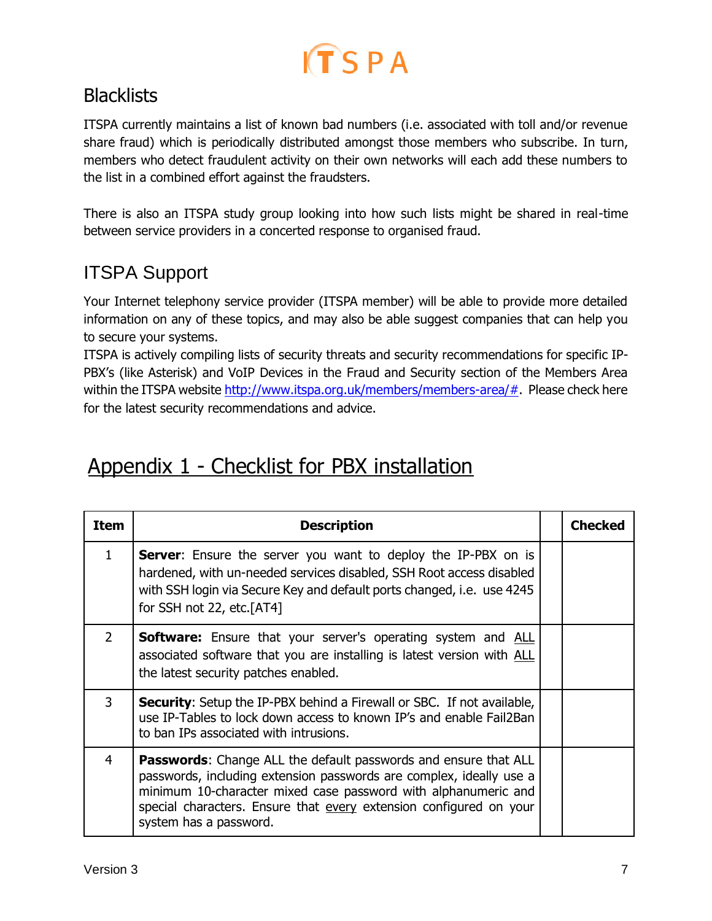## Blacklists

ITSPA currently maintains a list of known bad numbers (i.e. associated with toll and/or revenue share fraud) which is periodically distributed amongst those members who subscribe. In turn, members who detect fraudulent activity on their own networks will each add these numbers to the list in a combined effort against the fraudsters.

There is also an ITSPA study group looking into how such lists might be shared in real-time between service providers in a concerted response to organised fraud.

## ITSPA Support

Your Internet telephony service provider (ITSPA member) will be able to provide more detailed information on any of these topics, and may also be able suggest companies that can help you to secure your systems.
ITSPA is actively compiling lists of security threats and security recommendations for specific IP-PBX's (like Asterisk) and VoIP Devices in the Fraud and Security section of the Members Area within the ITSPA website http://www.itspa.org.uk/members/members-area/#. Please check here for the latest security recommendations and advice.

# Appendix 1 - Checklist for PBX installation

| Item | Description | | Checked |
|---|---|---|---|
| 1 | **Server**: Ensure the server you want to deploy the IP-PBX on is hardened, with un-needed services disabled, SSH Root access disabled with SSH login via Secure Key and default ports changed, i.e. use 4245 for SSH not 22, etc.[AT4] | | |
| 2 | **Software:** Ensure that your server's operating system and ALL associated software that you are installing is latest version with ALL the latest security patches enabled. | | |
| 3 | **Security**: Setup the IP-PBX behind a Firewall or SBC. If not available, use IP-Tables to lock down access to known IP's and enable Fail2Ban to ban IPs associated with intrusions. | | |
| 4 | **Passwords**: Change ALL the default passwords and ensure that ALL passwords, including extension passwords are complex, ideally use a minimum 10-character mixed case password with alphanumeric and special characters. Ensure that every extension configured on your system has a password. | | |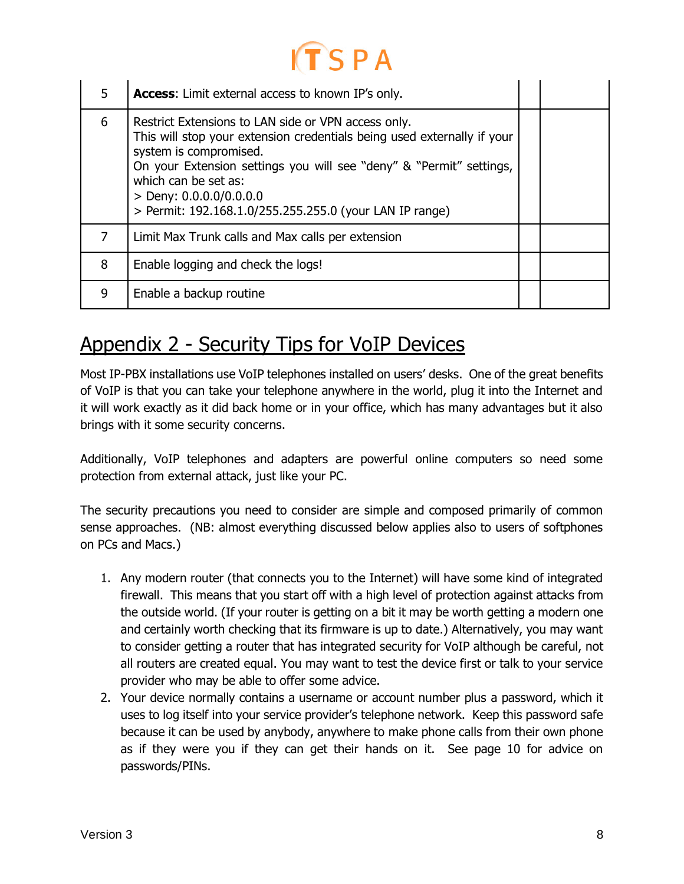| | | | |
|---|---|---|---|
| 5 | **Access**: Limit external access to known IP's only. | | |
| 6 | Restrict Extensions to LAN side or VPN access only.<br>This will stop your extension credentials being used externally if your system is compromised.<br>On your Extension settings you will see "deny" & "Permit" settings, which can be set as:<br>> Deny: 0.0.0.0/0.0.0.0<br>> Permit: 192.168.1.0/255.255.255.0 (your LAN IP range) | | |
| 7 | Limit Max Trunk calls and Max calls per extension | | |
| 8 | Enable logging and check the logs! | | |
| 9 | Enable a backup routine | | |

# Appendix 2 - Security Tips for VoIP Devices

Most IP-PBX installations use VoIP telephones installed on users' desks. One of the great benefits of VoIP is that you can take your telephone anywhere in the world, plug it into the Internet and it will work exactly as it did back home or in your office, which has many advantages but it also brings with it some security concerns.

Additionally, VoIP telephones and adapters are powerful online computers so need some protection from external attack, just like your PC.

The security precautions you need to consider are simple and composed primarily of common sense approaches. (NB: almost everything discussed below applies also to users of softphones on PCs and Macs.)

1. Any modern router (that connects you to the Internet) will have some kind of integrated firewall. This means that you start off with a high level of protection against attacks from the outside world. (If your router is getting on a bit it may be worth getting a modern one and certainly worth checking that its firmware is up to date.) Alternatively, you may want to consider getting a router that has integrated security for VoIP although be careful, not all routers are created equal. You may want to test the device first or talk to your service provider who may be able to offer some advice.
2. Your device normally contains a username or account number plus a password, which it uses to log itself into your service provider's telephone network. Keep this password safe because it can be used by anybody, anywhere to make phone calls from their own phone as if they were you if they can get their hands on it. See page 10 for advice on passwords/PINs.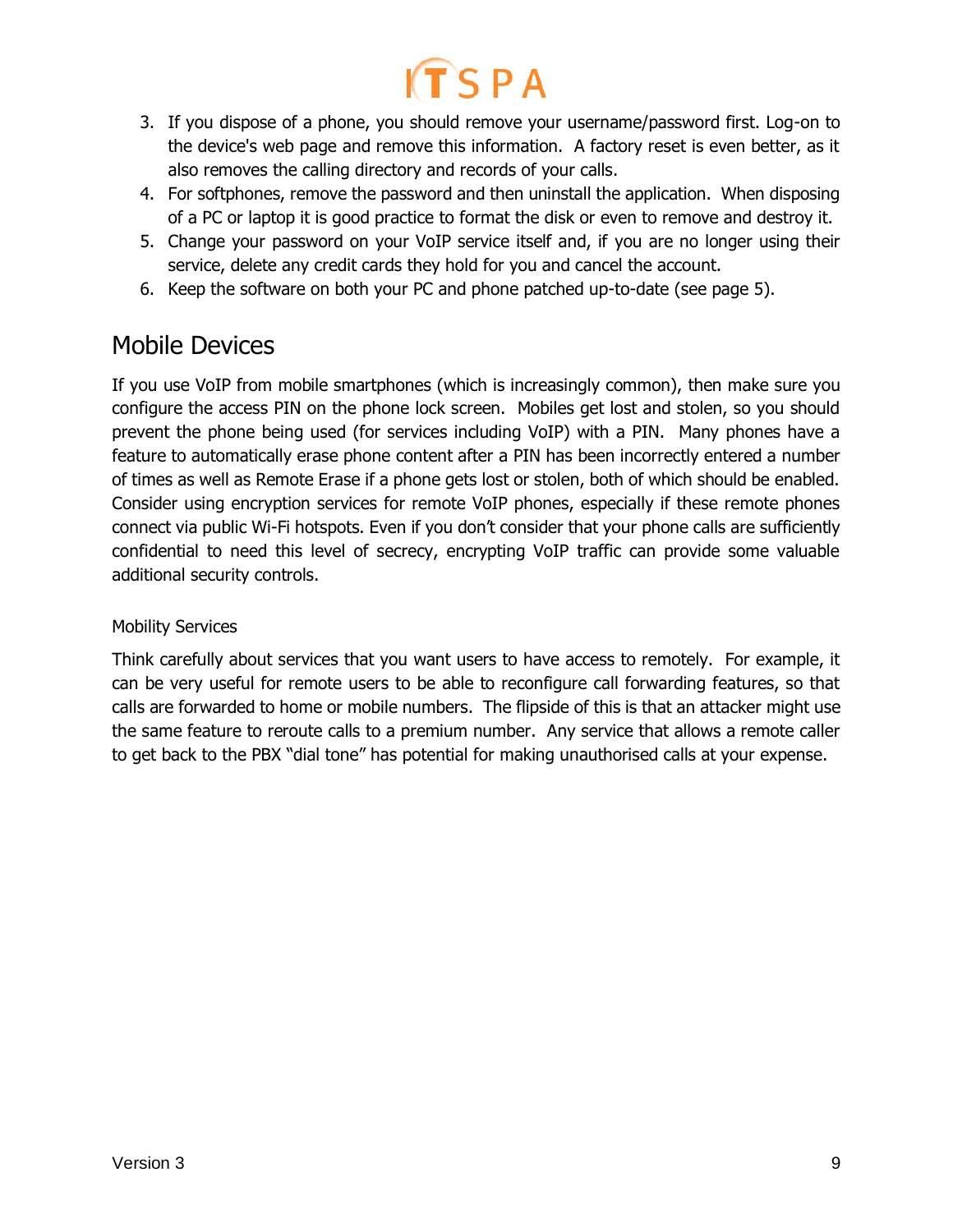3. If you dispose of a phone, you should remove your username/password first. Log-on to the device's web page and remove this information. A factory reset is even better, as it also removes the calling directory and records of your calls.
4. For softphones, remove the password and then uninstall the application. When disposing of a PC or laptop it is good practice to format the disk or even to remove and destroy it.
5. Change your password on your VoIP service itself and, if you are no longer using their service, delete any credit cards they hold for you and cancel the account.
6. Keep the software on both your PC and phone patched up-to-date (see page 5).

## Mobile Devices

If you use VoIP from mobile smartphones (which is increasingly common), then make sure you configure the access PIN on the phone lock screen. Mobiles get lost and stolen, so you should prevent the phone being used (for services including VoIP) with a PIN. Many phones have a feature to automatically erase phone content after a PIN has been incorrectly entered a number of times as well as Remote Erase if a phone gets lost or stolen, both of which should be enabled. Consider using encryption services for remote VoIP phones, especially if these remote phones connect via public Wi-Fi hotspots. Even if you don't consider that your phone calls are sufficiently confidential to need this level of secrecy, encrypting VoIP traffic can provide some valuable additional security controls.

### Mobility Services

Think carefully about services that you want users to have access to remotely. For example, it can be very useful for remote users to be able to reconfigure call forwarding features, so that calls are forwarded to home or mobile numbers. The flipside of this is that an attacker might use the same feature to reroute calls to a premium number. Any service that allows a remote caller to get back to the PBX "dial tone" has potential for making unauthorised calls at your expense.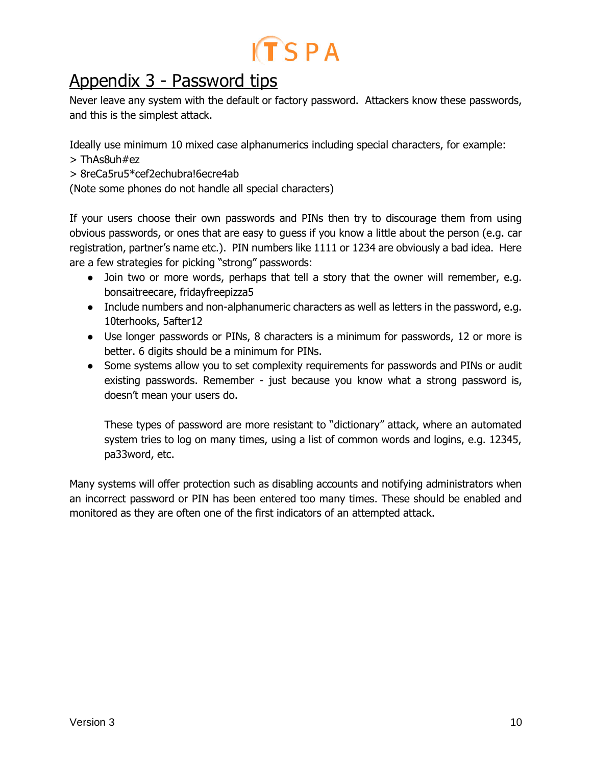# Appendix 3 - Password tips

Never leave any system with the default or factory password. Attackers know these passwords, and this is the simplest attack.

Ideally use minimum 10 mixed case alphanumerics including special characters, for example:
> ThAs8uh#ez
> 8reCa5ru5*cef2echubra!6ecre4ab
(Note some phones do not handle all special characters)

If your users choose their own passwords and PINs then try to discourage them from using obvious passwords, or ones that are easy to guess if you know a little about the person (e.g. car registration, partner's name etc.). PIN numbers like 1111 or 1234 are obviously a bad idea. Here are a few strategies for picking "strong" passwords:

- Join two or more words, perhaps that tell a story that the owner will remember, e.g. bonsaitreecare, fridayfreepizza5
- Include numbers and non-alphanumeric characters as well as letters in the password, e.g. 10terhooks, 5after12
- Use longer passwords or PINs, 8 characters is a minimum for passwords, 12 or more is better. 6 digits should be a minimum for PINs.
- Some systems allow you to set complexity requirements for passwords and PINs or audit existing passwords. Remember - just because you know what a strong password is, doesn't mean your users do.

  These types of password are more resistant to "dictionary" attack, where an automated system tries to log on many times, using a list of common words and logins, e.g. 12345, pa33word, etc.

Many systems will offer protection such as disabling accounts and notifying administrators when an incorrect password or PIN has been entered too many times. These should be enabled and monitored as they are often one of the first indicators of an attempted attack.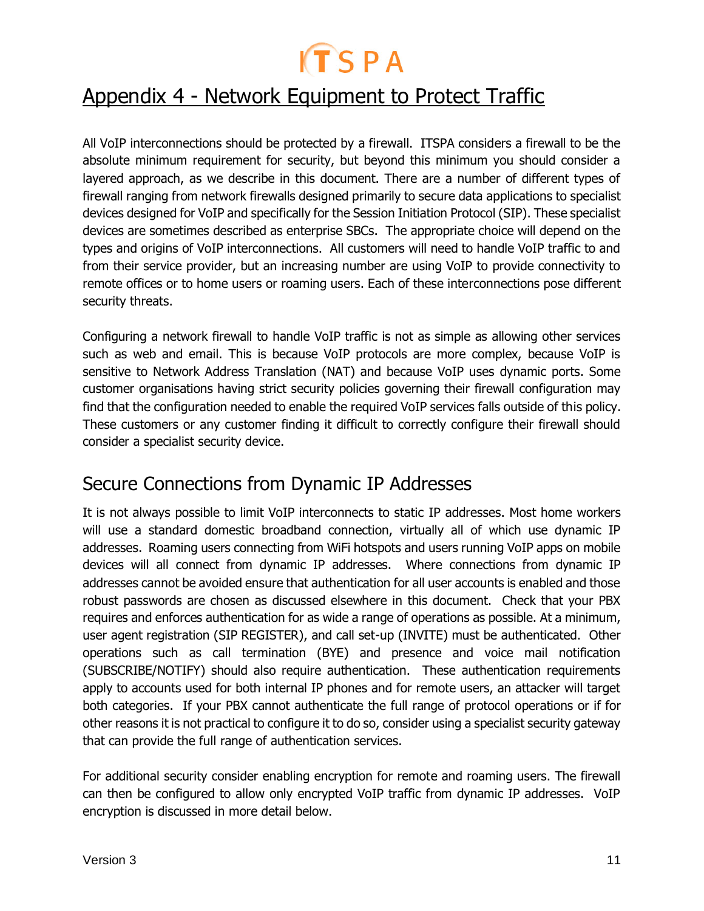# Appendix 4 - Network Equipment to Protect Traffic

All VoIP interconnections should be protected by a firewall. ITSPA considers a firewall to be the absolute minimum requirement for security, but beyond this minimum you should consider a layered approach, as we describe in this document. There are a number of different types of firewall ranging from network firewalls designed primarily to secure data applications to specialist devices designed for VoIP and specifically for the Session Initiation Protocol (SIP). These specialist devices are sometimes described as enterprise SBCs. The appropriate choice will depend on the types and origins of VoIP interconnections. All customers will need to handle VoIP traffic to and from their service provider, but an increasing number are using VoIP to provide connectivity to remote offices or to home users or roaming users. Each of these interconnections pose different security threats.

Configuring a network firewall to handle VoIP traffic is not as simple as allowing other services such as web and email. This is because VoIP protocols are more complex, because VoIP is sensitive to Network Address Translation (NAT) and because VoIP uses dynamic ports. Some customer organisations having strict security policies governing their firewall configuration may find that the configuration needed to enable the required VoIP services falls outside of this policy. These customers or any customer finding it difficult to correctly configure their firewall should consider a specialist security device.

## Secure Connections from Dynamic IP Addresses

It is not always possible to limit VoIP interconnects to static IP addresses. Most home workers will use a standard domestic broadband connection, virtually all of which use dynamic IP addresses. Roaming users connecting from WiFi hotspots and users running VoIP apps on mobile devices will all connect from dynamic IP addresses. Where connections from dynamic IP addresses cannot be avoided ensure that authentication for all user accounts is enabled and those robust passwords are chosen as discussed elsewhere in this document. Check that your PBX requires and enforces authentication for as wide a range of operations as possible. At a minimum, user agent registration (SIP REGISTER), and call set-up (INVITE) must be authenticated. Other operations such as call termination (BYE) and presence and voice mail notification (SUBSCRIBE/NOTIFY) should also require authentication. These authentication requirements apply to accounts used for both internal IP phones and for remote users, an attacker will target both categories. If your PBX cannot authenticate the full range of protocol operations or if for other reasons it is not practical to configure it to do so, consider using a specialist security gateway that can provide the full range of authentication services.

For additional security consider enabling encryption for remote and roaming users. The firewall can then be configured to allow only encrypted VoIP traffic from dynamic IP addresses. VoIP encryption is discussed in more detail below.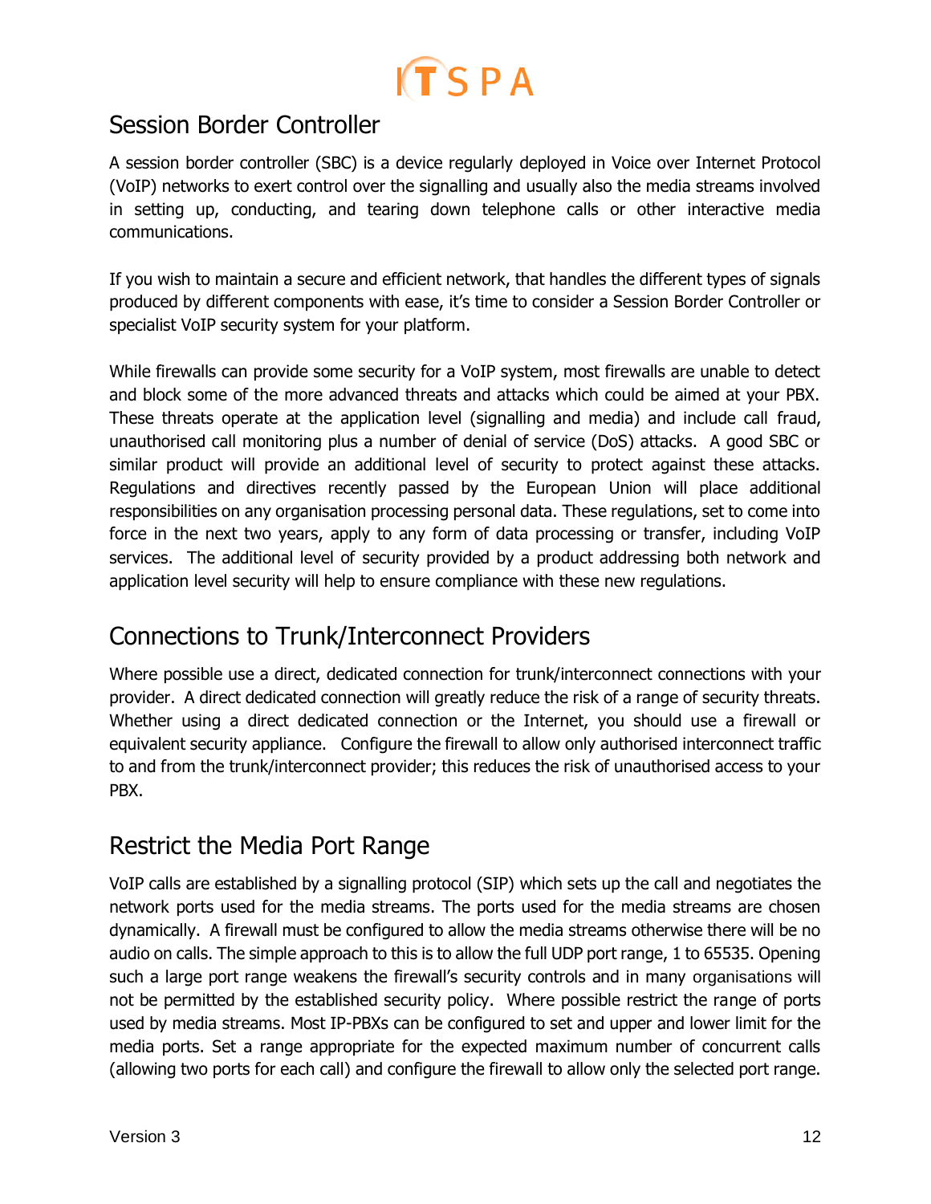## Session Border Controller

A session border controller (SBC) is a device regularly deployed in Voice over Internet Protocol (VoIP) networks to exert control over the signalling and usually also the media streams involved in setting up, conducting, and tearing down telephone calls or other interactive media communications.

If you wish to maintain a secure and efficient network, that handles the different types of signals produced by different components with ease, it's time to consider a Session Border Controller or specialist VoIP security system for your platform.

While firewalls can provide some security for a VoIP system, most firewalls are unable to detect and block some of the more advanced threats and attacks which could be aimed at your PBX. These threats operate at the application level (signalling and media) and include call fraud, unauthorised call monitoring plus a number of denial of service (DoS) attacks. A good SBC or similar product will provide an additional level of security to protect against these attacks. Regulations and directives recently passed by the European Union will place additional responsibilities on any organisation processing personal data. These regulations, set to come into force in the next two years, apply to any form of data processing or transfer, including VoIP services. The additional level of security provided by a product addressing both network and application level security will help to ensure compliance with these new regulations.

## Connections to Trunk/Interconnect Providers

Where possible use a direct, dedicated connection for trunk/interconnect connections with your provider. A direct dedicated connection will greatly reduce the risk of a range of security threats. Whether using a direct dedicated connection or the Internet, you should use a firewall or equivalent security appliance. Configure the firewall to allow only authorised interconnect traffic to and from the trunk/interconnect provider; this reduces the risk of unauthorised access to your PBX.

## Restrict the Media Port Range

VoIP calls are established by a signalling protocol (SIP) which sets up the call and negotiates the network ports used for the media streams. The ports used for the media streams are chosen dynamically. A firewall must be configured to allow the media streams otherwise there will be no audio on calls. The simple approach to this is to allow the full UDP port range, 1 to 65535. Opening such a large port range weakens the firewall's security controls and in many organisations will not be permitted by the established security policy. Where possible restrict the range of ports used by media streams. Most IP-PBXs can be configured to set and upper and lower limit for the media ports. Set a range appropriate for the expected maximum number of concurrent calls (allowing two ports for each call) and configure the firewall to allow only the selected port range.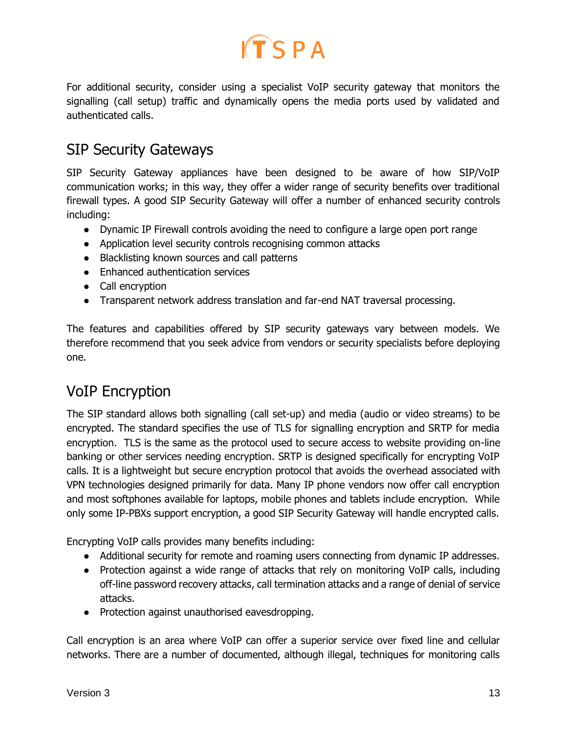For additional security, consider using a specialist VoIP security gateway that monitors the signalling (call setup) traffic and dynamically opens the media ports used by validated and authenticated calls.

## SIP Security Gateways

SIP Security Gateway appliances have been designed to be aware of how SIP/VoIP communication works; in this way, they offer a wider range of security benefits over traditional firewall types. A good SIP Security Gateway will offer a number of enhanced security controls including:

- Dynamic IP Firewall controls avoiding the need to configure a large open port range
- Application level security controls recognising common attacks
- Blacklisting known sources and call patterns
- Enhanced authentication services
- Call encryption
- Transparent network address translation and far-end NAT traversal processing.

The features and capabilities offered by SIP security gateways vary between models. We therefore recommend that you seek advice from vendors or security specialists before deploying one.

## VoIP Encryption

The SIP standard allows both signalling (call set-up) and media (audio or video streams) to be encrypted. The standard specifies the use of TLS for signalling encryption and SRTP for media encryption. TLS is the same as the protocol used to secure access to website providing on-line banking or other services needing encryption. SRTP is designed specifically for encrypting VoIP calls. It is a lightweight but secure encryption protocol that avoids the overhead associated with VPN technologies designed primarily for data. Many IP phone vendors now offer call encryption and most softphones available for laptops, mobile phones and tablets include encryption. While only some IP-PBXs support encryption, a good SIP Security Gateway will handle encrypted calls.

Encrypting VoIP calls provides many benefits including:

- Additional security for remote and roaming users connecting from dynamic IP addresses.
- Protection against a wide range of attacks that rely on monitoring VoIP calls, including off-line password recovery attacks, call termination attacks and a range of denial of service attacks.
- Protection against unauthorised eavesdropping.

Call encryption is an area where VoIP can offer a superior service over fixed line and cellular networks. There are a number of documented, although illegal, techniques for monitoring calls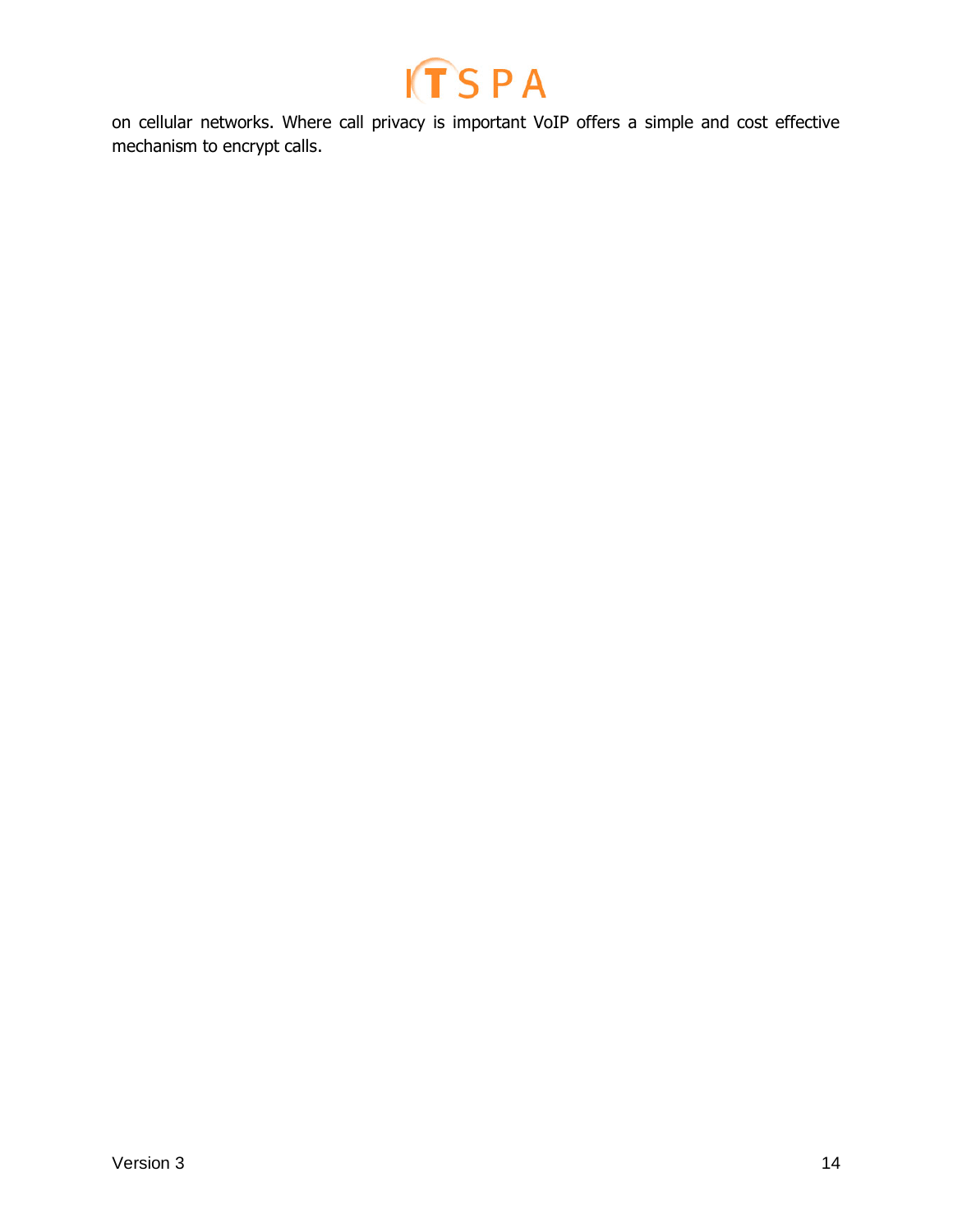on cellular networks. Where call privacy is important VoIP offers a simple and cost effective mechanism to encrypt calls.